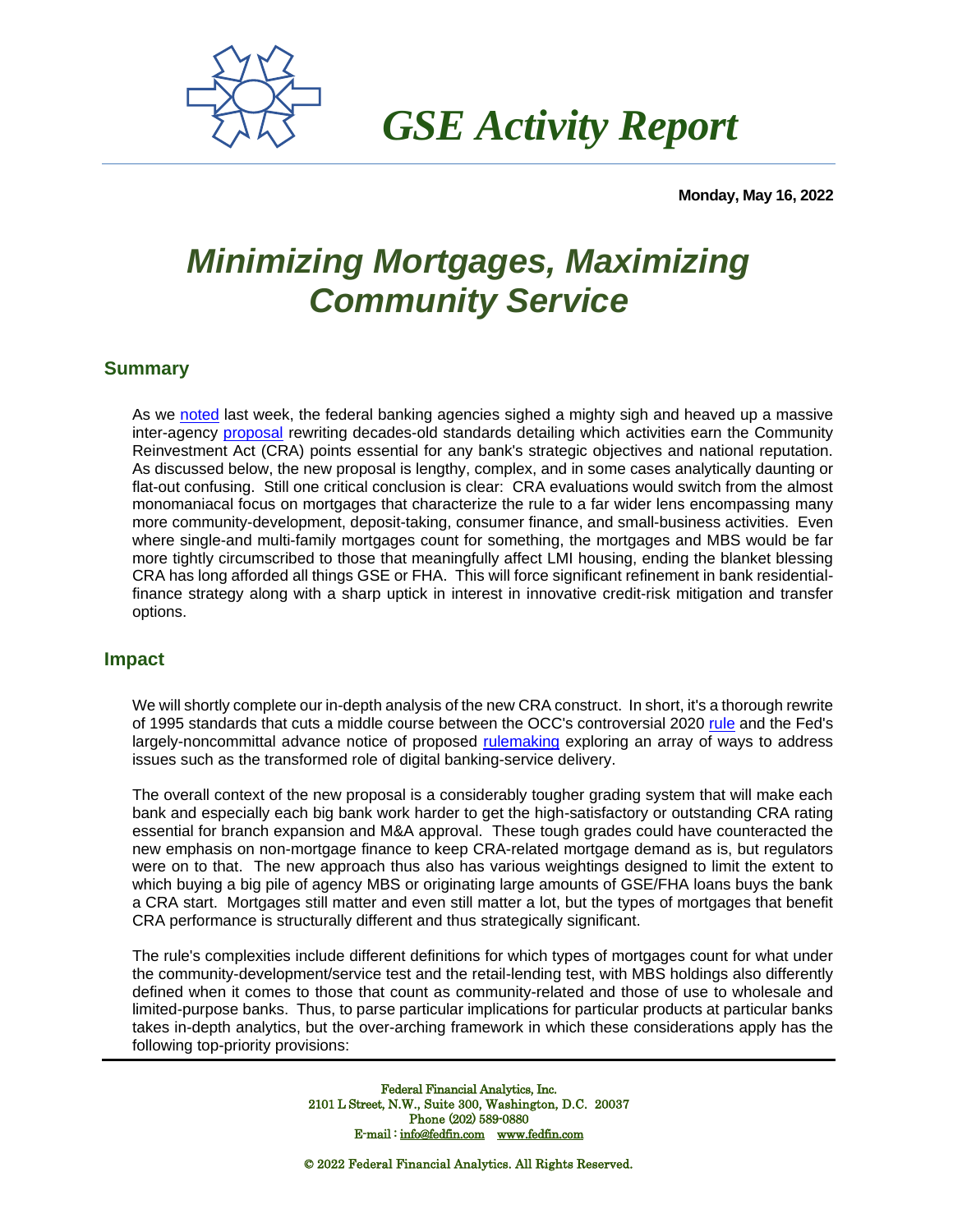# GSE Activity Report

**Monday, May 16, 2022**

# Minimizing Mortgages, Maximizing Community Service

## Summary

As we noted last week, the federal banking agencies sighed a mighty sigh and heaved up a massive inter-agency proposal rewriting decades-old standards detailing which activities earn the Community Reinvestment Act (CRA) points essential for any bank's strategic objectives and national reputation. As discussed below, the new proposal is lengthy, complex, and in some cases analytically daunting or flat-out confusing. Still one critical conclusion is clear: CRA evaluations would switch from the almost monomaniacal focus on mortgages that characterize the rule to a far wider lens encompassing many more community-development, deposit-taking, consumer finance, and small-business activities. Even where single-and multi-family mortgages count for something, the mortgages and MBS would be far more tightly circumscribed to those that meaningfully affect LMI housing, ending the blanket blessing CRA has long afforded all things GSE or FHA. This will force significant refinement in bank residential-finance strategy along with a sharp uptick in interest in innovative credit-risk mitigation and transfer options.

## Impact

We will shortly complete our in-depth analysis of the new CRA construct. In short, it's a thorough rewrite of 1995 standards that cuts a middle course between the OCC's controversial 2020 rule and the Fed's largely-noncommittal advance notice of proposed rulemaking exploring an array of ways to address issues such as the transformed role of digital banking-service delivery.

The overall context of the new proposal is a considerably tougher grading system that will make each bank and especially each big bank work harder to get the high-satisfactory or outstanding CRA rating essential for branch expansion and M&A approval. These tough grades could have counteracted the new emphasis on non-mortgage finance to keep CRA-related mortgage demand as is, but regulators were on to that. The new approach thus also has various weightings designed to limit the extent to which buying a big pile of agency MBS or originating large amounts of GSE/FHA loans buys the bank a CRA start. Mortgages still matter and even still matter a lot, but the types of mortgages that benefit CRA performance is structurally different and thus strategically significant.

The rule's complexities include different definitions for which types of mortgages count for what under the community-development/service test and the retail-lending test, with MBS holdings also differently defined when it comes to those that count as community-related and those of use to wholesale and limited-purpose banks. Thus, to parse particular implications for particular products at particular banks takes in-depth analytics, but the over-arching framework in which these considerations apply has the following top-priority provisions: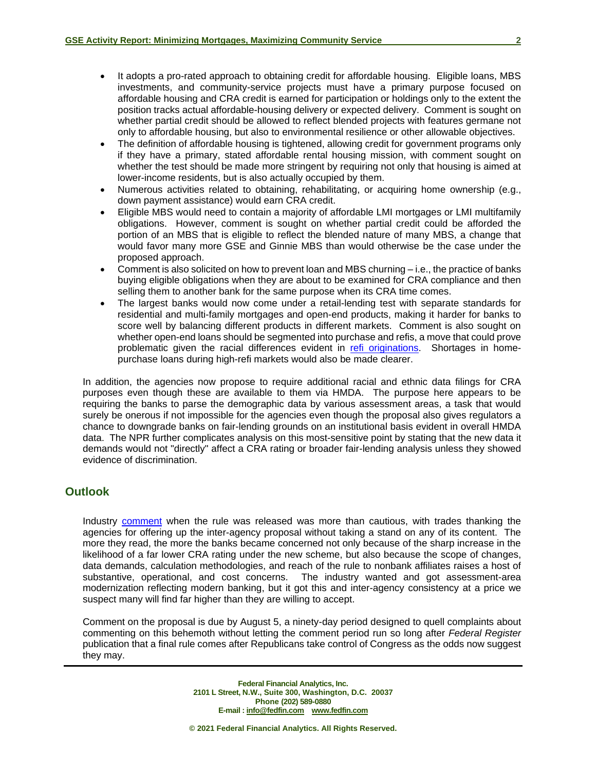- It adopts a pro-rated approach to obtaining credit for affordable housing. Eligible loans, MBS investments, and community-service projects must have a primary purpose focused on affordable housing and CRA credit is earned for participation or holdings only to the extent the position tracks actual affordable-housing delivery or expected delivery. Comment is sought on whether partial credit should be allowed to reflect blended projects with features germane not only to affordable housing, but also to environmental resilience or other allowable objectives.
- The definition of affordable housing is tightened, allowing credit for government programs only if they have a primary, stated affordable rental housing mission, with comment sought on whether the test should be made more stringent by requiring not only that housing is aimed at lower-income residents, but is also actually occupied by them.
- Numerous activities related to obtaining, rehabilitating, or acquiring home ownership (e.g., down payment assistance) would earn CRA credit.
- Eligible MBS would need to contain a majority of affordable LMI mortgages or LMI multifamily obligations. However, comment is sought on whether partial credit could be afforded the portion of an MBS that is eligible to reflect the blended nature of many MBS, a change that would favor many more GSE and Ginnie MBS than would otherwise be the case under the proposed approach.
- Comment is also solicited on how to prevent loan and MBS churning – i.e., the practice of banks buying eligible obligations when they are about to be examined for CRA compliance and then selling them to another bank for the same purpose when its CRA time comes.
- The largest banks would now come under a retail-lending test with separate standards for residential and multi-family mortgages and open-end products, making it harder for banks to score well by balancing different products in different markets. Comment is also sought on whether open-end loans should be segmented into purchase and refis, a move that could prove problematic given the racial differences evident in refi originations. Shortages in home-purchase loans during high-refi markets would also be made clearer.

In addition, the agencies now propose to require additional racial and ethnic data filings for CRA purposes even though these are available to them via HMDA. The purpose here appears to be requiring the banks to parse the demographic data by various assessment areas, a task that would surely be onerous if not impossible for the agencies even though the proposal also gives regulators a chance to downgrade banks on fair-lending grounds on an institutional basis evident in overall HMDA data. The NPR further complicates analysis on this most-sensitive point by stating that the new data it demands would not "directly" affect a CRA rating or broader fair-lending analysis unless they showed evidence of discrimination.

## Outlook

Industry comment when the rule was released was more than cautious, with trades thanking the agencies for offering up the inter-agency proposal without taking a stand on any of its content. The more they read, the more the banks became concerned not only because of the sharp increase in the likelihood of a far lower CRA rating under the new scheme, but also because the scope of changes, data demands, calculation methodologies, and reach of the rule to nonbank affiliates raises a host of substantive, operational, and cost concerns. The industry wanted and got assessment-area modernization reflecting modern banking, but it got this and inter-agency consistency at a price we suspect many will find far higher than they are willing to accept.

Comment on the proposal is due by August 5, a ninety-day period designed to quell complaints about commenting on this behemoth without letting the comment period run so long after *Federal Register* publication that a final rule comes after Republicans take control of Congress as the odds now suggest they may.

**Federal Financial Analytics, Inc.**
**2101 L Street, N.W., Suite 300, Washington, D.C. 20037**
**Phone (202) 589-0880**
**E-mail : info@fedfin.com www.fedfin.com**

**© 2021 Federal Financial Analytics. All Rights Reserved.**